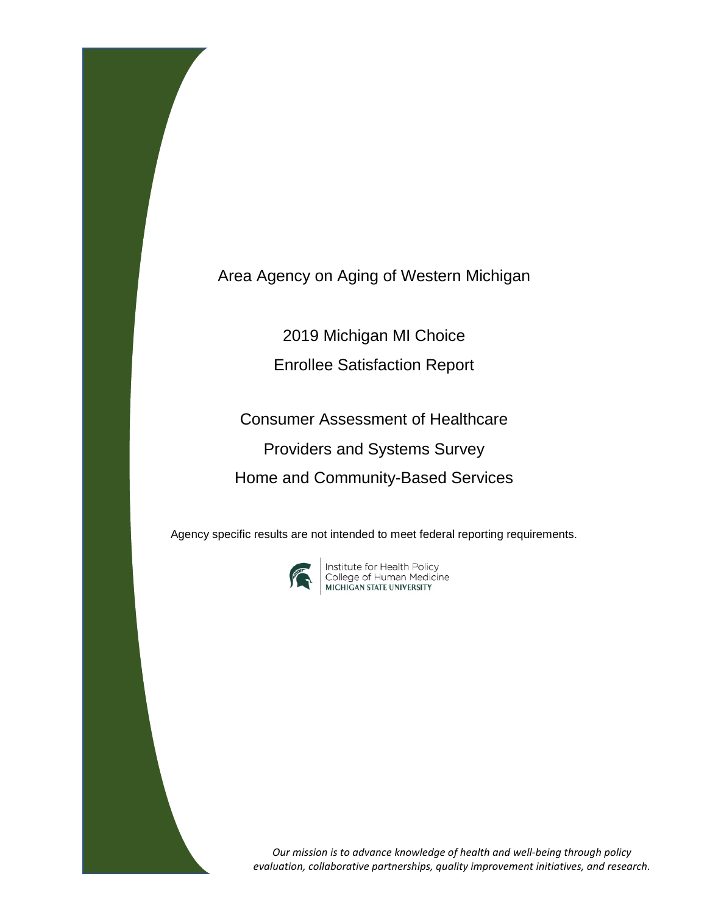# Area Agency on Aging of Western Michigan

## 2019 Michigan MI Choice

## Enrollee Satisfaction Report

## Consumer Assessment of Healthcare

## Providers and Systems Survey

## Home and Community-Based Services

Agency specific results are not intended to meet federal reporting requirements.

Institute for Health Policy
College of Human Medicine
MICHIGAN STATE UNIVERSITY

*Our mission is to advance knowledge of health and well-being through policy evaluation, collaborative partnerships, quality improvement initiatives, and research.*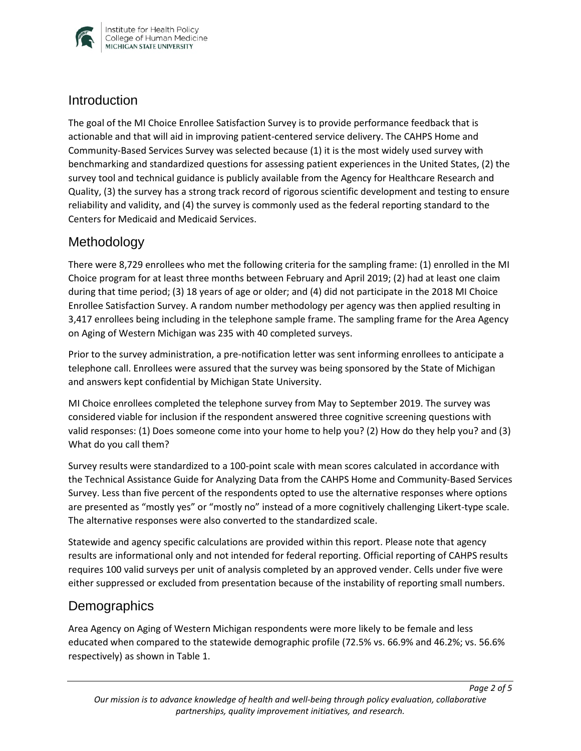## Introduction

The goal of the MI Choice Enrollee Satisfaction Survey is to provide performance feedback that is actionable and that will aid in improving patient-centered service delivery. The CAHPS Home and Community-Based Services Survey was selected because (1) it is the most widely used survey with benchmarking and standardized questions for assessing patient experiences in the United States, (2) the survey tool and technical guidance is publicly available from the Agency for Healthcare Research and Quality, (3) the survey has a strong track record of rigorous scientific development and testing to ensure reliability and validity, and (4) the survey is commonly used as the federal reporting standard to the Centers for Medicaid and Medicaid Services.

## Methodology

There were 8,729 enrollees who met the following criteria for the sampling frame: (1) enrolled in the MI Choice program for at least three months between February and April 2019; (2) had at least one claim during that time period; (3) 18 years of age or older; and (4) did not participate in the 2018 MI Choice Enrollee Satisfaction Survey. A random number methodology per agency was then applied resulting in 3,417 enrollees being including in the telephone sample frame. The sampling frame for the Area Agency on Aging of Western Michigan was 235 with 40 completed surveys.

Prior to the survey administration, a pre-notification letter was sent informing enrollees to anticipate a telephone call. Enrollees were assured that the survey was being sponsored by the State of Michigan and answers kept confidential by Michigan State University.

MI Choice enrollees completed the telephone survey from May to September 2019. The survey was considered viable for inclusion if the respondent answered three cognitive screening questions with valid responses: (1) Does someone come into your home to help you? (2) How do they help you? and (3) What do you call them?

Survey results were standardized to a 100-point scale with mean scores calculated in accordance with the Technical Assistance Guide for Analyzing Data from the CAHPS Home and Community-Based Services Survey. Less than five percent of the respondents opted to use the alternative responses where options are presented as "mostly yes" or "mostly no" instead of a more cognitively challenging Likert-type scale. The alternative responses were also converted to the standardized scale.

Statewide and agency specific calculations are provided within this report. Please note that agency results are informational only and not intended for federal reporting. Official reporting of CAHPS results requires 100 valid surveys per unit of analysis completed by an approved vender. Cells under five were either suppressed or excluded from presentation because of the instability of reporting small numbers.

## Demographics

Area Agency on Aging of Western Michigan respondents were more likely to be female and less educated when compared to the statewide demographic profile (72.5% vs. 66.9% and 46.2%; vs. 56.6% respectively) as shown in Table 1.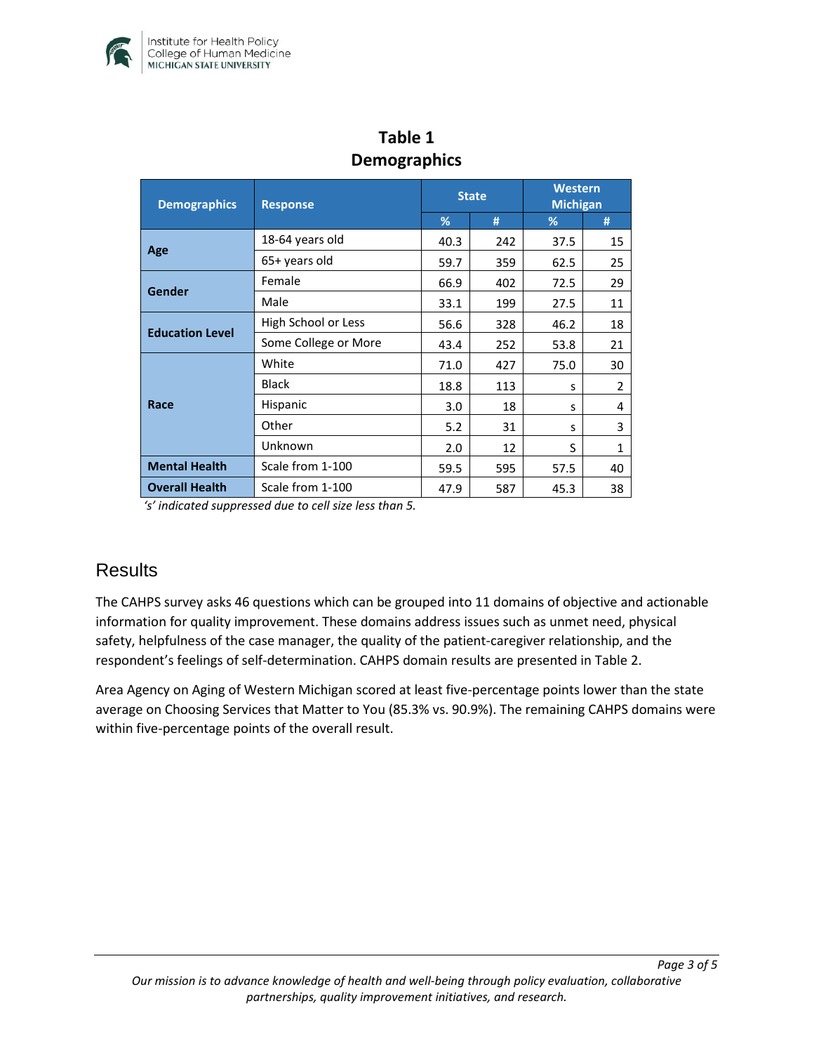## Table 1
## Demographics

| Demographics | Response | State | | Western Michigan | |
|---|---|---|---|---|---|
| | | % | # | % | # |
| **Age** | 18-64 years old | 40.3 | 242 | 37.5 | 15 |
| | 65+ years old | 59.7 | 359 | 62.5 | 25 |
| **Gender** | Female | 66.9 | 402 | 72.5 | 29 |
| | Male | 33.1 | 199 | 27.5 | 11 |
| **Education Level** | High School or Less | 56.6 | 328 | 46.2 | 18 |
| | Some College or More | 43.4 | 252 | 53.8 | 21 |
| **Race** | White | 71.0 | 427 | 75.0 | 30 |
| | Black | 18.8 | 113 | s | 2 |
| | Hispanic | 3.0 | 18 | s | 4 |
| | Other | 5.2 | 31 | s | 3 |
| | Unknown | 2.0 | 12 | S | 1 |
| **Mental Health** | Scale from 1-100 | 59.5 | 595 | 57.5 | 40 |
| **Overall Health** | Scale from 1-100 | 47.9 | 587 | 45.3 | 38 |

*'s' indicated suppressed due to cell size less than 5.*

## Results

The CAHPS survey asks 46 questions which can be grouped into 11 domains of objective and actionable information for quality improvement. These domains address issues such as unmet need, physical safety, helpfulness of the case manager, the quality of the patient-caregiver relationship, and the respondent's feelings of self-determination. CAHPS domain results are presented in Table 2.

Area Agency on Aging of Western Michigan scored at least five-percentage points lower than the state average on Choosing Services that Matter to You (85.3% vs. 90.9%). The remaining CAHPS domains were within five-percentage points of the overall result.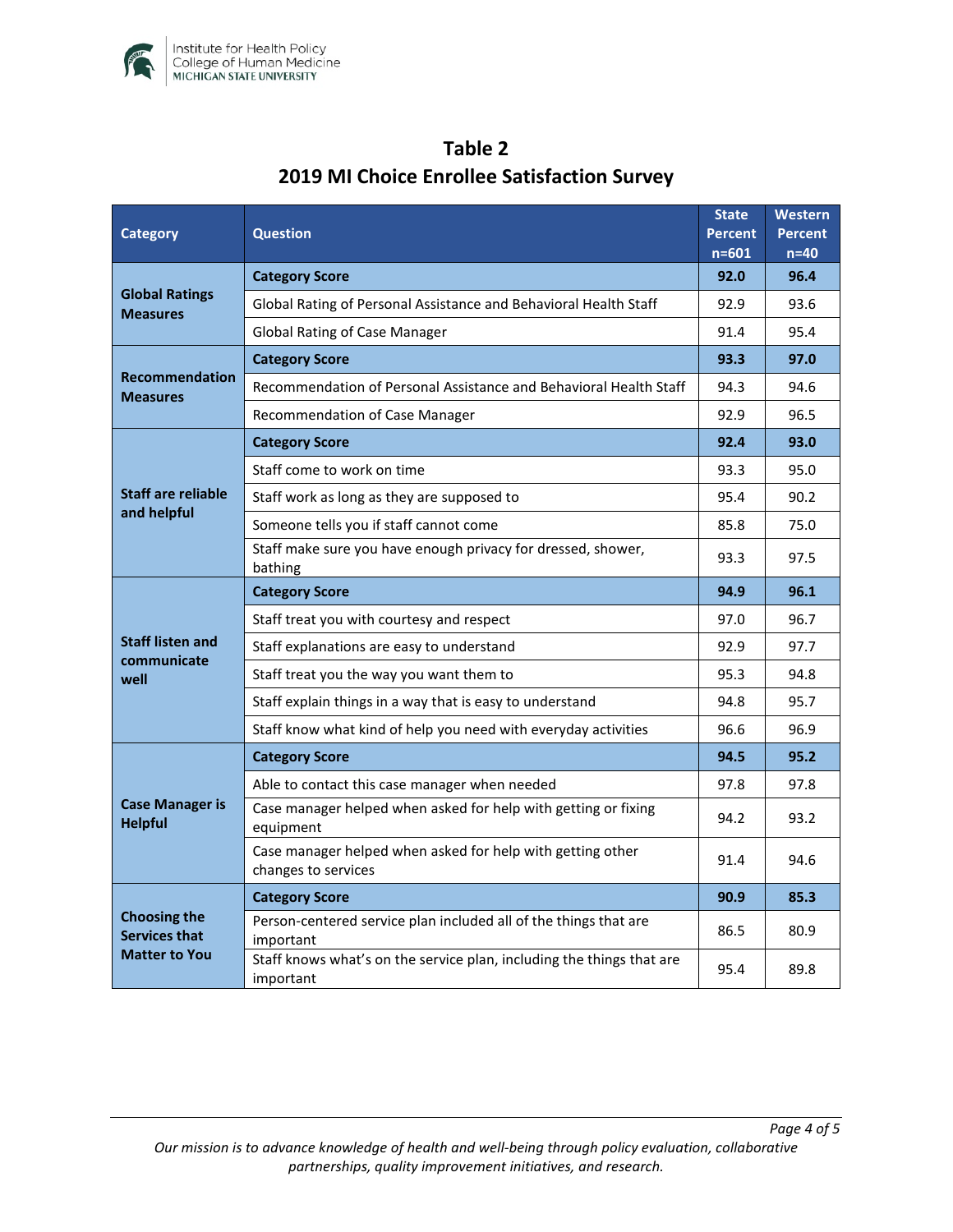# Table 2
## 2019 MI Choice Enrollee Satisfaction Survey

| Category | Question | State Percent n=601 | Western Percent n=40 |
|---|---|---|---|
| **Global Ratings Measures** | **Category Score** | **92.0** | **96.4** |
| | Global Rating of Personal Assistance and Behavioral Health Staff | 92.9 | 93.6 |
| | Global Rating of Case Manager | 91.4 | 95.4 |
| **Recommendation Measures** | **Category Score** | **93.3** | **97.0** |
| | Recommendation of Personal Assistance and Behavioral Health Staff | 94.3 | 94.6 |
| | Recommendation of Case Manager | 92.9 | 96.5 |
| **Staff are reliable and helpful** | **Category Score** | **92.4** | **93.0** |
| | Staff come to work on time | 93.3 | 95.0 |
| | Staff work as long as they are supposed to | 95.4 | 90.2 |
| | Someone tells you if staff cannot come | 85.8 | 75.0 |
| | Staff make sure you have enough privacy for dressed, shower, bathing | 93.3 | 97.5 |
| **Staff listen and communicate well** | **Category Score** | **94.9** | **96.1** |
| | Staff treat you with courtesy and respect | 97.0 | 96.7 |
| | Staff explanations are easy to understand | 92.9 | 97.7 |
| | Staff treat you the way you want them to | 95.3 | 94.8 |
| | Staff explain things in a way that is easy to understand | 94.8 | 95.7 |
| | Staff know what kind of help you need with everyday activities | 96.6 | 96.9 |
| **Case Manager is Helpful** | **Category Score** | **94.5** | **95.2** |
| | Able to contact this case manager when needed | 97.8 | 97.8 |
| | Case manager helped when asked for help with getting or fixing equipment | 94.2 | 93.2 |
| | Case manager helped when asked for help with getting other changes to services | 91.4 | 94.6 |
| **Choosing the Services that Matter to You** | **Category Score** | **90.9** | **85.3** |
| | Person-centered service plan included all of the things that are important | 86.5 | 80.9 |
| | Staff knows what's on the service plan, including the things that are important | 95.4 | 89.8 |

*Our mission is to advance knowledge of health and well-being through policy evaluation, collaborative partnerships, quality improvement initiatives, and research.*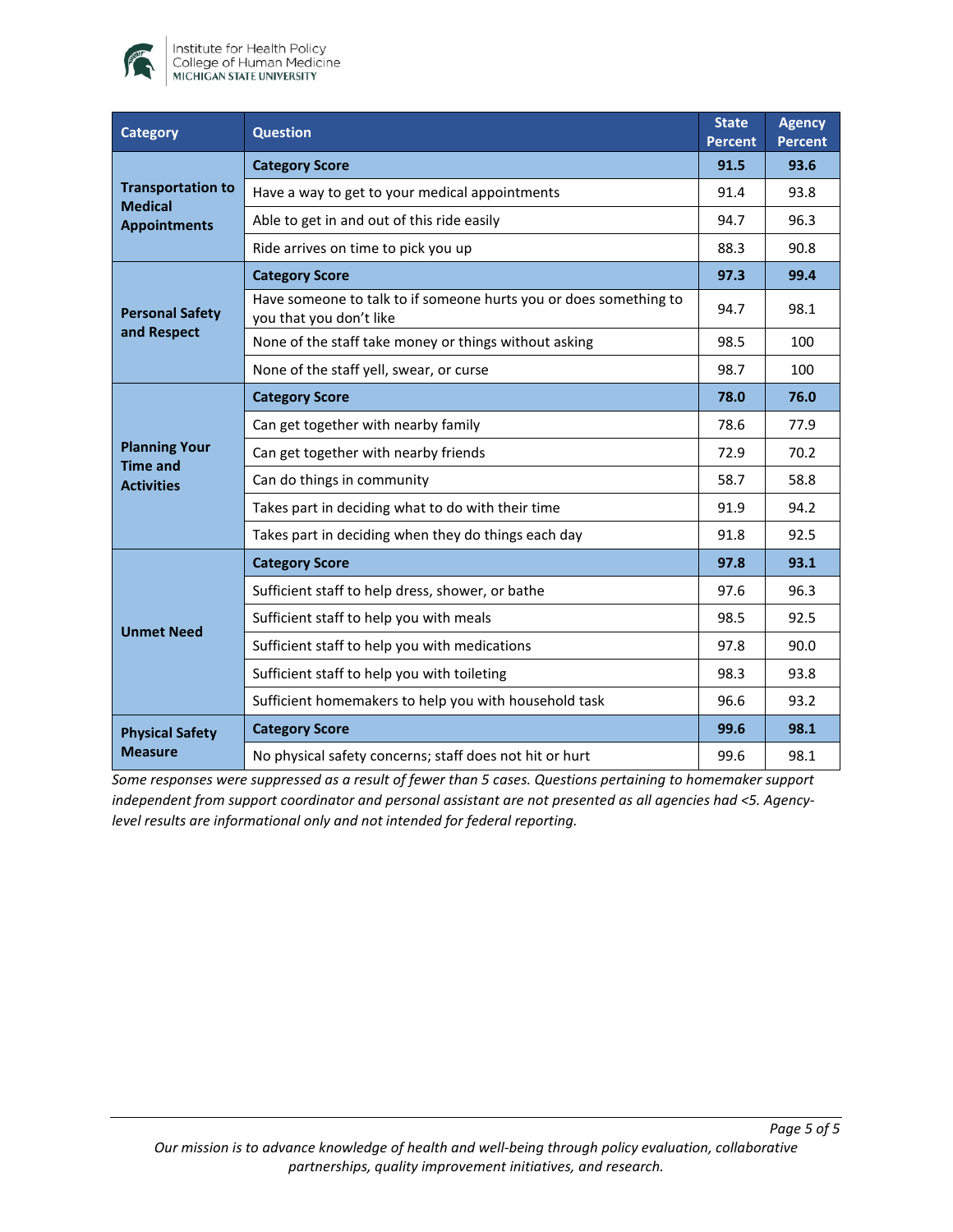| Category | Question | State Percent | Agency Percent |
|---|---|---|---|
| **Transportation to Medical Appointments** | **Category Score** | **91.5** | **93.6** |
| | Have a way to get to your medical appointments | 91.4 | 93.8 |
| | Able to get in and out of this ride easily | 94.7 | 96.3 |
| | Ride arrives on time to pick you up | 88.3 | 90.8 |
| **Personal Safety and Respect** | **Category Score** | **97.3** | **99.4** |
| | Have someone to talk to if someone hurts you or does something to you that you don't like | 94.7 | 98.1 |
| | None of the staff take money or things without asking | 98.5 | 100 |
| | None of the staff yell, swear, or curse | 98.7 | 100 |
| **Planning Your Time and Activities** | **Category Score** | **78.0** | **76.0** |
| | Can get together with nearby family | 78.6 | 77.9 |
| | Can get together with nearby friends | 72.9 | 70.2 |
| | Can do things in community | 58.7 | 58.8 |
| | Takes part in deciding what to do with their time | 91.9 | 94.2 |
| | Takes part in deciding when they do things each day | 91.8 | 92.5 |
| **Unmet Need** | **Category Score** | **97.8** | **93.1** |
| | Sufficient staff to help dress, shower, or bathe | 97.6 | 96.3 |
| | Sufficient staff to help you with meals | 98.5 | 92.5 |
| | Sufficient staff to help you with medications | 97.8 | 90.0 |
| | Sufficient staff to help you with toileting | 98.3 | 93.8 |
| | Sufficient homemakers to help you with household task | 96.6 | 93.2 |
| **Physical Safety Measure** | **Category Score** | **99.6** | **98.1** |
| | No physical safety concerns; staff does not hit or hurt | 99.6 | 98.1 |

*Some responses were suppressed as a result of fewer than 5 cases. Questions pertaining to homemaker support independent from support coordinator and personal assistant are not presented as all agencies had <5. Agency-level results are informational only and not intended for federal reporting.*